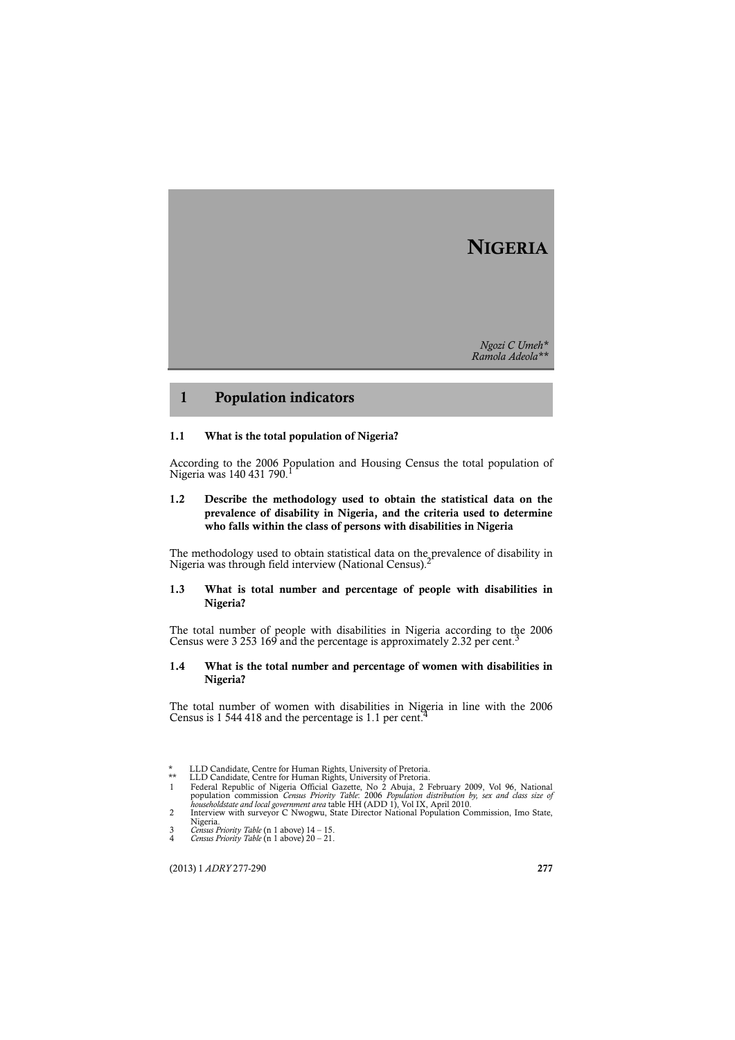# NIGERIA

*Ngozi C Umeh\**
*Ramola Adeola\*\**

## 1 Population indicators

### 1.1 What is the total population of Nigeria?

According to the 2006 Population and Housing Census the total population of Nigeria was 140 431 790.[1]

### 1.2 Describe the methodology used to obtain the statistical data on the prevalence of disability in Nigeria, and the criteria used to determine who falls within the class of persons with disabilities in Nigeria

The methodology used to obtain statistical data on the prevalence of disability in Nigeria was through field interview (National Census).[2]

### 1.3 What is total number and percentage of people with disabilities in Nigeria?

The total number of people with disabilities in Nigeria according to the 2006 Census were 3 253 169 and the percentage is approximately 2.32 per cent.[3]

### 1.4 What is the total number and percentage of women with disabilities in Nigeria?

The total number of women with disabilities in Nigeria in line with the 2006 Census is 1 544 418 and the percentage is 1.1 per cent.[4]

---

\* LLD Candidate, Centre for Human Rights, University of Pretoria.

\*\* LLD Candidate, Centre for Human Rights, University of Pretoria.

1 Federal Republic of Nigeria Official Gazette, No 2 Abuja, 2 February 2009, Vol 96, National population commission *Census Priority Table*: 2006 *Population distribution by, sex and class size of householdstate and local government area* table HH (ADD 1), Vol IX, April 2010.

2 Interview with surveyor C Nwogwu, State Director National Population Commission, Imo State, Nigeria.

3 *Census Priority Table* (n 1 above) 14 – 15.

4 *Census Priority Table* (n 1 above) 20 – 21.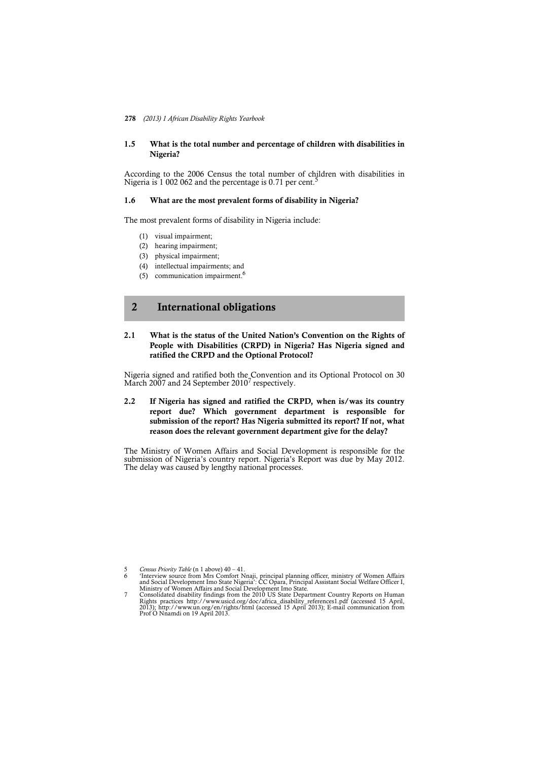### 1.5 What is the total number and percentage of children with disabilities in Nigeria?

According to the 2006 Census the total number of children with disabilities in Nigeria is 1 002 062 and the percentage is 0.71 per cent.[5]

### 1.6 What are the most prevalent forms of disability in Nigeria?

The most prevalent forms of disability in Nigeria include:

(1) visual impairment;
(2) hearing impairment;
(3) physical impairment;
(4) intellectual impairments; and
(5) communication impairment.[6]

## 2 International obligations

### 2.1 What is the status of the United Nation's Convention on the Rights of People with Disabilities (CRPD) in Nigeria? Has Nigeria signed and ratified the CRPD and the Optional Protocol?

Nigeria signed and ratified both the Convention and its Optional Protocol on 30 March 2007 and 24 September 2010[7] respectively.

### 2.2 If Nigeria has signed and ratified the CRPD, when is/was its country report due? Which government department is responsible for submission of the report? Has Nigeria submitted its report? If not, what reason does the relevant government department give for the delay?

The Ministry of Women Affairs and Social Development is responsible for the submission of Nigeria's country report. Nigeria's Report was due by May 2012. The delay was caused by lengthy national processes.

---

5 *Census Priority Table* (n 1 above) 40 – 41.

6 'Interview source from Mrs Comfort Nnaji, principal planning officer, ministry of Women Affairs and Social Development Imo State Nigeria': CC Opara, Principal Assistant Social Welfare Officer I, Ministry of Women Affairs and Social Development Imo State.

7 Consolidated disability findings from the 2010 US State Department Country Reports on Human Rights practices http://www.usicd.org/doc/africa_disability_references1.pdf (accessed 15 April, 2013); http://www.un.org/en/rights/html (accessed 15 April 2013); E-mail communication from Prof O Nnamdi on 19 April 2013.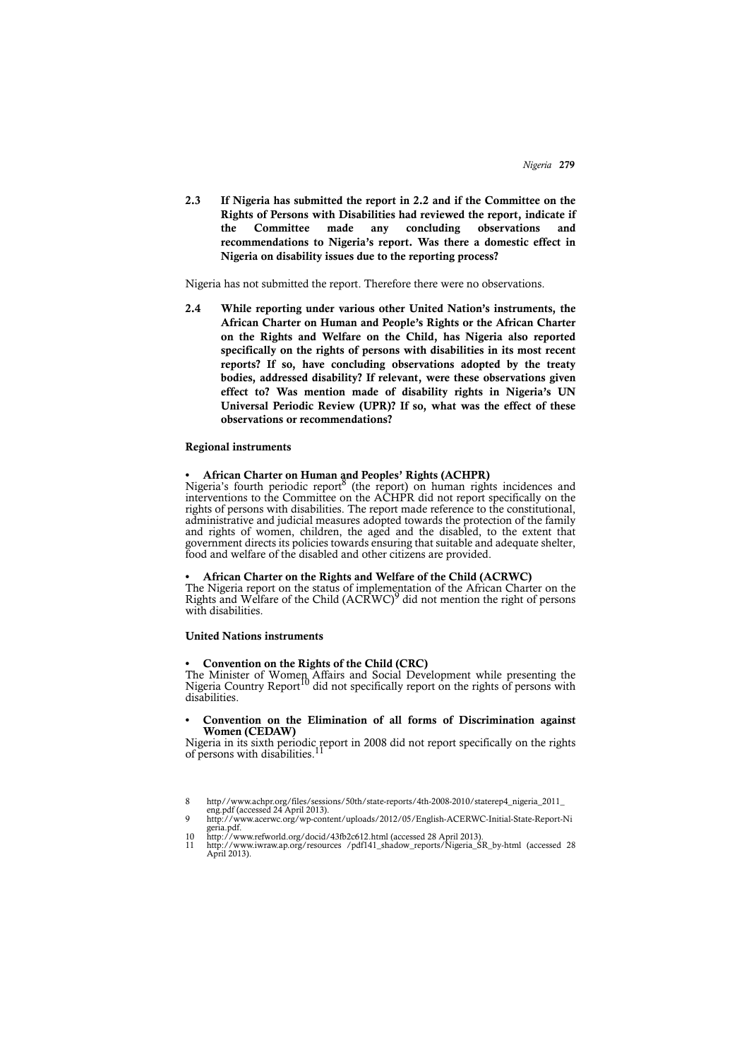**2.3 If Nigeria has submitted the report in 2.2 and if the Committee on the Rights of Persons with Disabilities had reviewed the report, indicate if the Committee made any concluding observations and recommendations to Nigeria's report. Was there a domestic effect in Nigeria on disability issues due to the reporting process?**

Nigeria has not submitted the report. Therefore there were no observations.

**2.4 While reporting under various other United Nation's instruments, the African Charter on Human and People's Rights or the African Charter on the Rights and Welfare on the Child, has Nigeria also reported specifically on the rights of persons with disabilities in its most recent reports? If so, have concluding observations adopted by the treaty bodies, addressed disability? If relevant, were these observations given effect to? Was mention made of disability rights in Nigeria's UN Universal Periodic Review (UPR)? If so, what was the effect of these observations or recommendations?**

**Regional instruments**

- **African Charter on Human and Peoples' Rights (ACHPR)**

Nigeria's fourth periodic report[8] (the report) on human rights incidences and interventions to the Committee on the ACHPR did not report specifically on the rights of persons with disabilities. The report made reference to the constitutional, administrative and judicial measures adopted towards the protection of the family and rights of women, children, the aged and the disabled, to the extent that government directs its policies towards ensuring that suitable and adequate shelter, food and welfare of the disabled and other citizens are provided.

- **African Charter on the Rights and Welfare of the Child (ACRWC)**

The Nigeria report on the status of implementation of the African Charter on the Rights and Welfare of the Child (ACRWC)[9] did not mention the right of persons with disabilities.

**United Nations instruments**

- **Convention on the Rights of the Child (CRC)**

The Minister of Women Affairs and Social Development while presenting the Nigeria Country Report[10] did not specifically report on the rights of persons with disabilities.

- **Convention on the Elimination of all forms of Discrimination against Women (CEDAW)**

Nigeria in its sixth periodic report in 2008 did not report specifically on the rights of persons with disabilities.[11]

---

8 http//www.achpr.org/files/sessions/50th/state-reports/4th-2008-2010/staterep4_nigeria_2011_eng.pdf (accessed 24 April 2013).

9 http://www.acerwc.org/wp-content/uploads/2012/05/English-ACERWC-Initial-State-Report-Nigeria.pdf.

10 http://www.refworld.org/docid/43fb2c612.html (accessed 28 April 2013).

11 http://www.iwraw.ap.org/resources /pdf141_shadow_reports/Nigeria_SR_by-html (accessed 28 April 2013).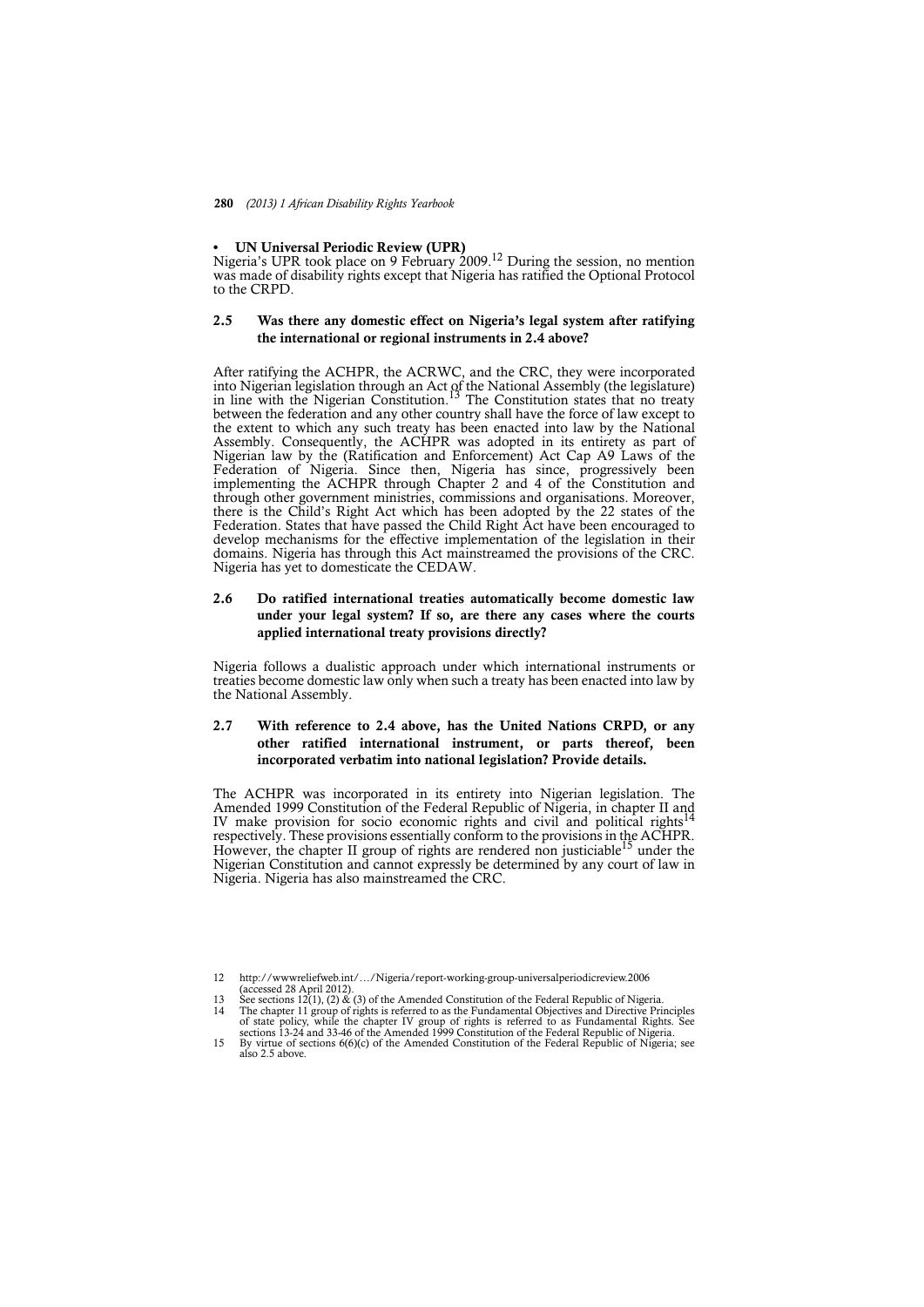- **UN Universal Periodic Review (UPR)**

Nigeria's UPR took place on 9 February 2009.[12] During the session, no mention was made of disability rights except that Nigeria has ratified the Optional Protocol to the CRPD.

### 2.5 Was there any domestic effect on Nigeria's legal system after ratifying the international or regional instruments in 2.4 above?

After ratifying the ACHPR, the ACRWC, and the CRC, they were incorporated into Nigerian legislation through an Act of the National Assembly (the legislature) in line with the Nigerian Constitution.[13] The Constitution states that no treaty between the federation and any other country shall have the force of law except to the extent to which any such treaty has been enacted into law by the National Assembly. Consequently, the ACHPR was adopted in its entirety as part of Nigerian law by the (Ratification and Enforcement) Act Cap A9 Laws of the Federation of Nigeria. Since then, Nigeria has since, progressively been implementing the ACHPR through Chapter 2 and 4 of the Constitution and through other government ministries, commissions and organisations. Moreover, there is the Child's Right Act which has been adopted by the 22 states of the Federation. States that have passed the Child Right Act have been encouraged to develop mechanisms for the effective implementation of the legislation in their domains. Nigeria has through this Act mainstreamed the provisions of the CRC. Nigeria has yet to domesticate the CEDAW.

### 2.6 Do ratified international treaties automatically become domestic law under your legal system? If so, are there any cases where the courts applied international treaty provisions directly?

Nigeria follows a dualistic approach under which international instruments or treaties become domestic law only when such a treaty has been enacted into law by the National Assembly.

### 2.7 With reference to 2.4 above, has the United Nations CRPD, or any other ratified international instrument, or parts thereof, been incorporated verbatim into national legislation? Provide details.

The ACHPR was incorporated in its entirety into Nigerian legislation. The Amended 1999 Constitution of the Federal Republic of Nigeria, in chapter II and IV make provision for socio economic rights and civil and political rights[14] respectively. These provisions essentially conform to the provisions in the ACHPR. However, the chapter II group of rights are rendered non justiciable[15] under the Nigerian Constitution and cannot expressly be determined by any court of law in Nigeria. Nigeria has also mainstreamed the CRC.

---

12 http://wwwreliefweb.int/…/Nigeria/report-working-group-universalperiodicreview.2006 (accessed 28 April 2012).

13 See sections 12(1), (2) & (3) of the Amended Constitution of the Federal Republic of Nigeria.

14 The chapter 11 group of rights is referred to as the Fundamental Objectives and Directive Principles of state policy, while the chapter IV group of rights is referred to as Fundamental Rights. See sections 13-24 and 33-46 of the Amended 1999 Constitution of the Federal Republic of Nigeria.

15 By virtue of sections 6(6)(c) of the Amended Constitution of the Federal Republic of Nigeria; see also 2.5 above.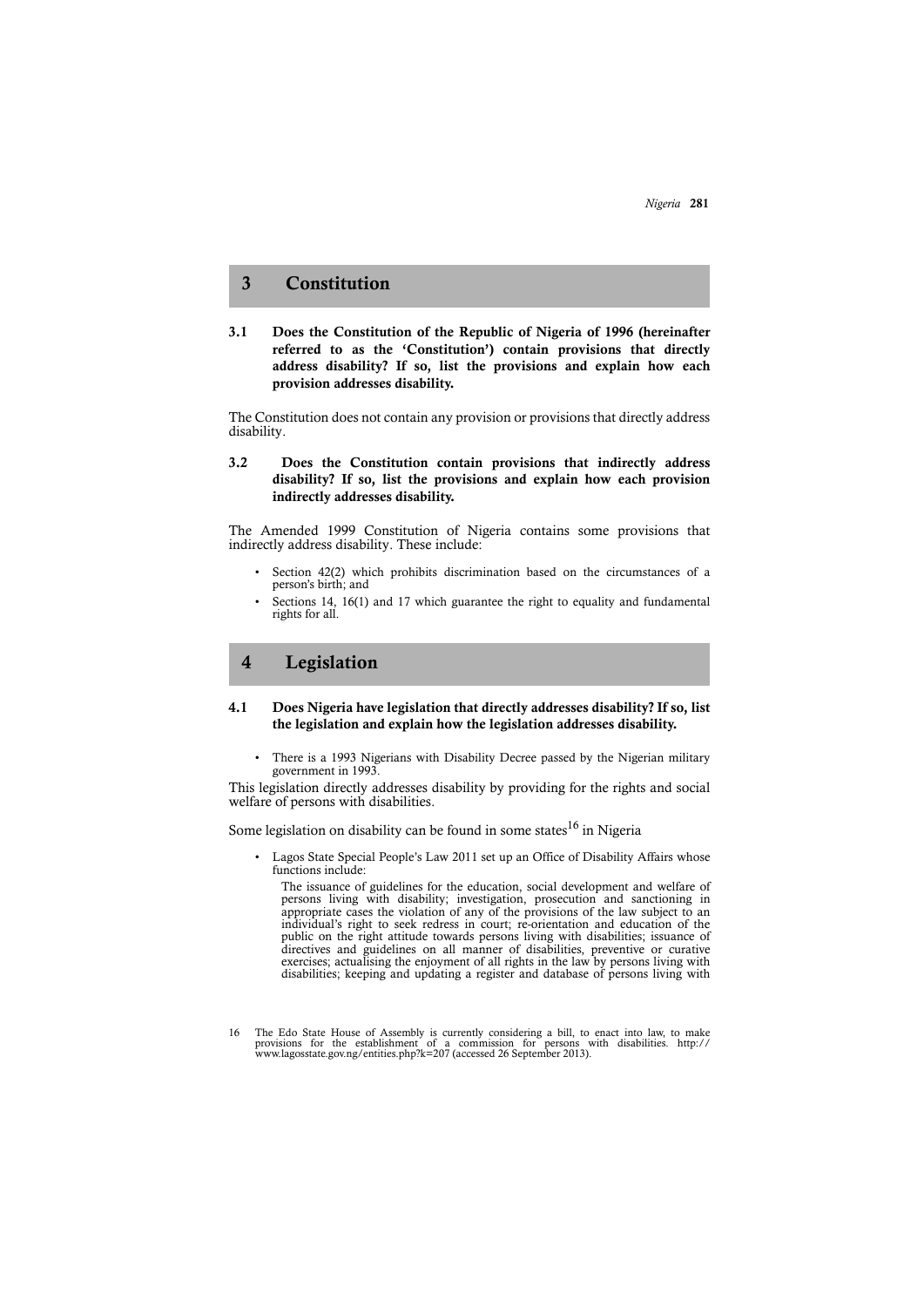## 3 Constitution

**3.1 Does the Constitution of the Republic of Nigeria of 1996 (hereinafter referred to as the 'Constitution') contain provisions that directly address disability? If so, list the provisions and explain how each provision addresses disability.**

The Constitution does not contain any provision or provisions that directly address disability.

**3.2 Does the Constitution contain provisions that indirectly address disability? If so, list the provisions and explain how each provision indirectly addresses disability.**

The Amended 1999 Constitution of Nigeria contains some provisions that indirectly address disability. These include:

- Section 42(2) which prohibits discrimination based on the circumstances of a person's birth; and
- Sections 14, 16(1) and 17 which guarantee the right to equality and fundamental rights for all.

## 4 Legislation

**4.1 Does Nigeria have legislation that directly addresses disability? If so, list the legislation and explain how the legislation addresses disability.**

- There is a 1993 Nigerians with Disability Decree passed by the Nigerian military government in 1993.

This legislation directly addresses disability by providing for the rights and social welfare of persons with disabilities.

Some legislation on disability can be found in some states[16] in Nigeria

- Lagos State Special People's Law 2011 set up an Office of Disability Affairs whose functions include:

  The issuance of guidelines for the education, social development and welfare of persons living with disability; investigation, prosecution and sanctioning in appropriate cases the violation of any of the provisions of the law subject to an individual's right to seek redress in court; re-orientation and education of the public on the right attitude towards persons living with disabilities; issuance of directives and guidelines on all manner of disabilities, preventive or curative exercises; actualising the enjoyment of all rights in the law by persons living with disabilities; keeping and updating a register and database of persons living with

16 The Edo State House of Assembly is currently considering a bill, to enact into law, to make provisions for the establishment of a commission for persons with disabilities. http://www.lagosstate.gov.ng/entities.php?k=207 (accessed 26 September 2013).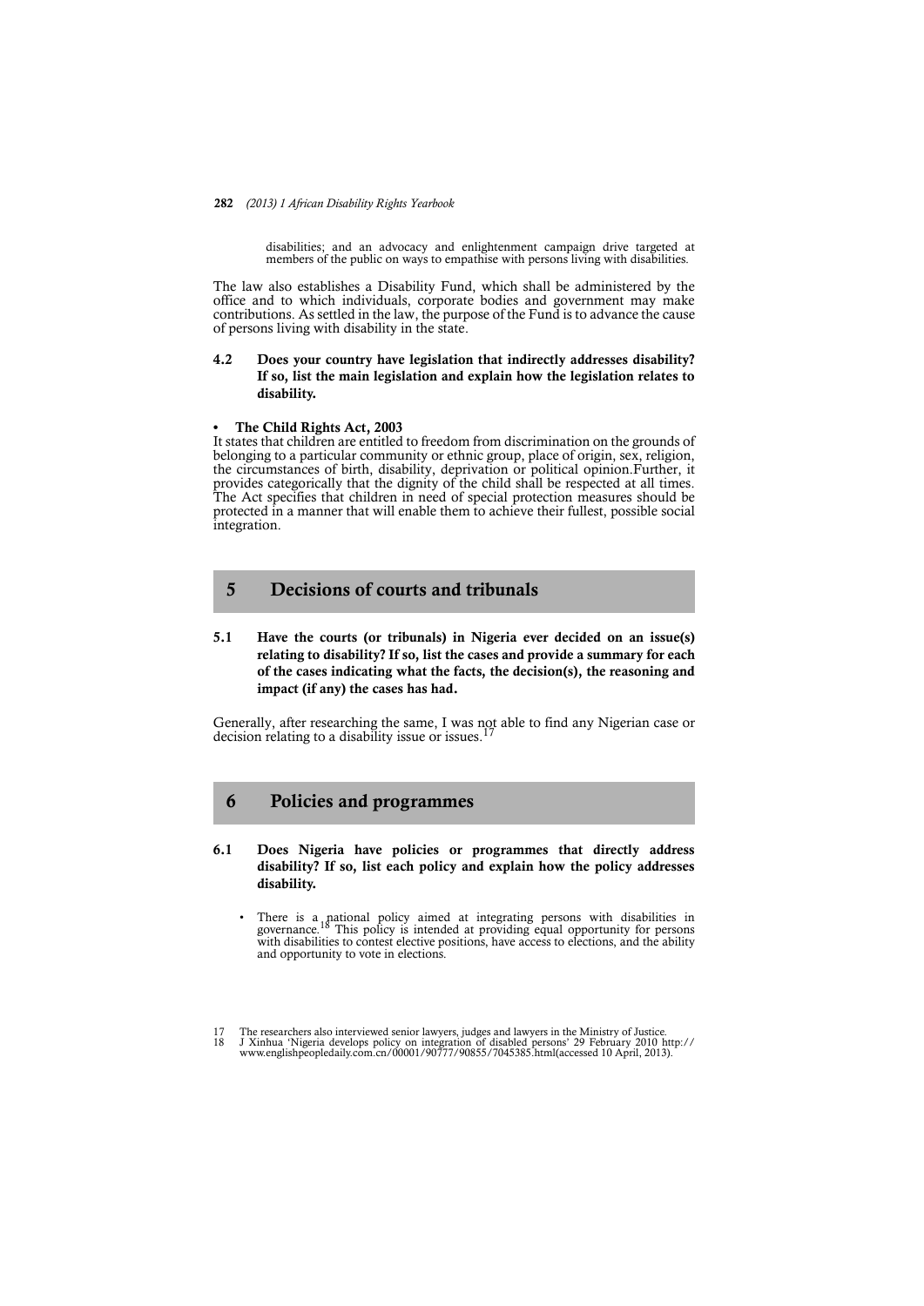disabilities; and an advocacy and enlightenment campaign drive targeted at members of the public on ways to empathise with persons living with disabilities.

The law also establishes a Disability Fund, which shall be administered by the office and to which individuals, corporate bodies and government may make contributions. As settled in the law, the purpose of the Fund is to advance the cause of persons living with disability in the state.

### 4.2 Does your country have legislation that indirectly addresses disability? If so, list the main legislation and explain how the legislation relates to disability.

- **The Child Rights Act, 2003**

It states that children are entitled to freedom from discrimination on the grounds of belonging to a particular community or ethnic group, place of origin, sex, religion, the circumstances of birth, disability, deprivation or political opinion.Further, it provides categorically that the dignity of the child shall be respected at all times. The Act specifies that children in need of special protection measures should be protected in a manner that will enable them to achieve their fullest, possible social integration.

## 5 Decisions of courts and tribunals

### 5.1 Have the courts (or tribunals) in Nigeria ever decided on an issue(s) relating to disability? If so, list the cases and provide a summary for each of the cases indicating what the facts, the decision(s), the reasoning and impact (if any) the cases has had.

Generally, after researching the same, I was not able to find any Nigerian case or decision relating to a disability issue or issues.[17]

## 6 Policies and programmes

### 6.1 Does Nigeria have policies or programmes that directly address disability? If so, list each policy and explain how the policy addresses disability.

- There is a national policy aimed at integrating persons with disabilities in governance.[18] This policy is intended at providing equal opportunity for persons with disabilities to contest elective positions, have access to elections, and the ability and opportunity to vote in elections.

---

17 The researchers also interviewed senior lawyers, judges and lawyers in the Ministry of Justice.

18 J Xinhua 'Nigeria develops policy on integration of disabled persons' 29 February 2010 http://www.englishpeopledaily.com.cn/00001/90777/90855/7045385.html(accessed 10 April, 2013).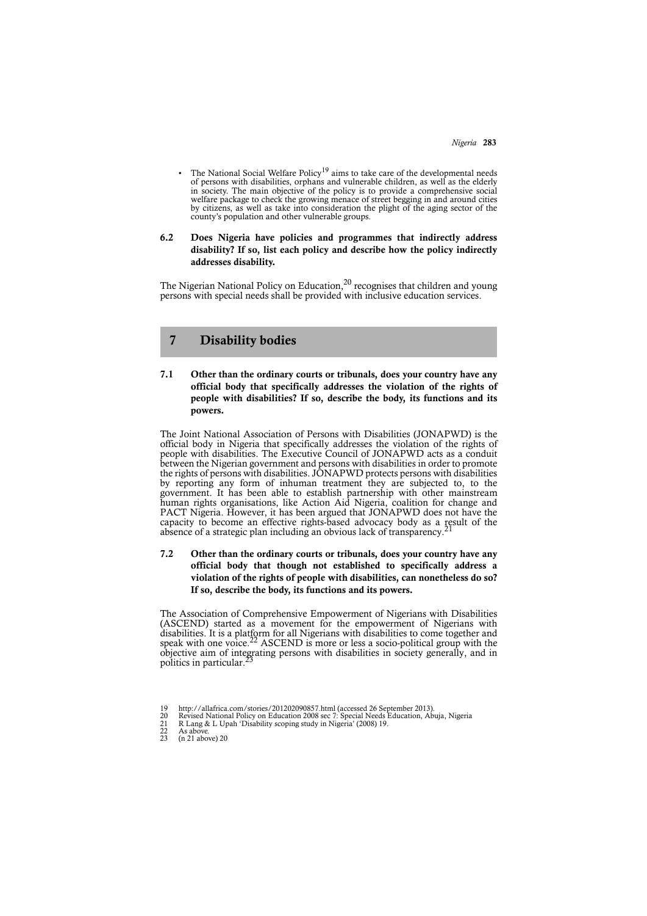- The National Social Welfare Policy[19] aims to take care of the developmental needs of persons with disabilities, orphans and vulnerable children, as well as the elderly in society. The main objective of the policy is to provide a comprehensive social welfare package to check the growing menace of street begging in and around cities by citizens, as well as take into consideration the plight of the aging sector of the county's population and other vulnerable groups.

### 6.2 Does Nigeria have policies and programmes that indirectly address disability? If so, list each policy and describe how the policy indirectly addresses disability.

The Nigerian National Policy on Education,[20] recognises that children and young persons with special needs shall be provided with inclusive education services.

## 7 Disability bodies

### 7.1 Other than the ordinary courts or tribunals, does your country have any official body that specifically addresses the violation of the rights of people with disabilities? If so, describe the body, its functions and its powers.

The Joint National Association of Persons with Disabilities (JONAPWD) is the official body in Nigeria that specifically addresses the violation of the rights of people with disabilities. The Executive Council of JONAPWD acts as a conduit between the Nigerian government and persons with disabilities in order to promote the rights of persons with disabilities. JONAPWD protects persons with disabilities by reporting any form of inhuman treatment they are subjected to, to the government. It has been able to establish partnership with other mainstream human rights organisations, like Action Aid Nigeria, coalition for change and PACT Nigeria. However, it has been argued that JONAPWD does not have the capacity to become an effective rights-based advocacy body as a result of the absence of a strategic plan including an obvious lack of transparency.[21]

### 7.2 Other than the ordinary courts or tribunals, does your country have any official body that though not established to specifically address a violation of the rights of people with disabilities, can nonetheless do so? If so, describe the body, its functions and its powers.

The Association of Comprehensive Empowerment of Nigerians with Disabilities (ASCEND) started as a movement for the empowerment of Nigerians with disabilities. It is a platform for all Nigerians with disabilities to come together and speak with one voice.[22] ASCEND is more or less a socio-political group with the objective aim of integrating persons with disabilities in society generally, and in politics in particular.[23]

---

19 http://allafrica.com/stories/201202090857.html (accessed 26 September 2013).
20 Revised National Policy on Education 2008 sec 7: Special Needs Education, Abuja, Nigeria
21 R Lang & L Upah 'Disability scoping study in Nigeria' (2008) 19.
22 As above.
23 (n 21 above) 20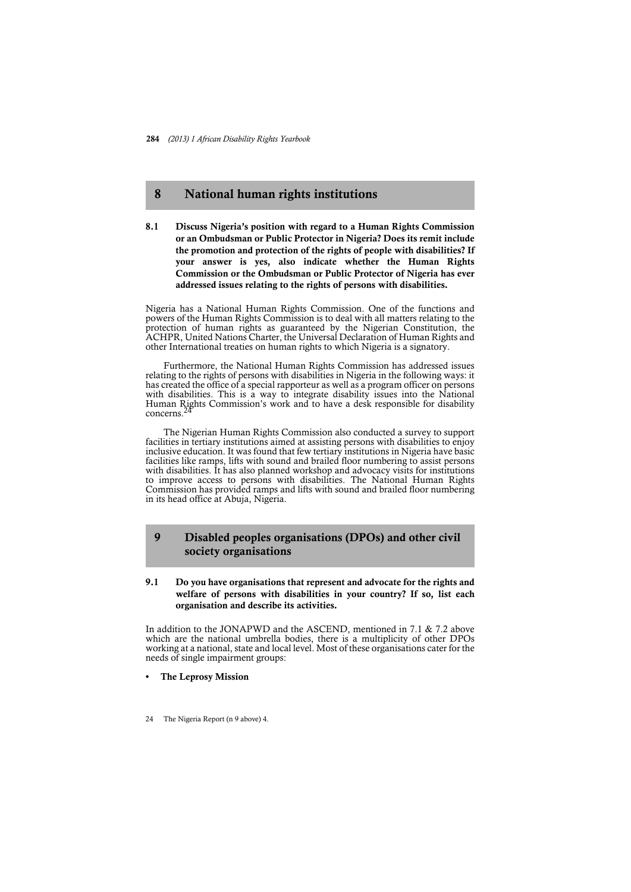## 8 National human rights institutions

**8.1 Discuss Nigeria's position with regard to a Human Rights Commission or an Ombudsman or Public Protector in Nigeria? Does its remit include the promotion and protection of the rights of people with disabilities? If your answer is yes, also indicate whether the Human Rights Commission or the Ombudsman or Public Protector of Nigeria has ever addressed issues relating to the rights of persons with disabilities.**

Nigeria has a National Human Rights Commission. One of the functions and powers of the Human Rights Commission is to deal with all matters relating to the protection of human rights as guaranteed by the Nigerian Constitution, the ACHPR, United Nations Charter, the Universal Declaration of Human Rights and other International treaties on human rights to which Nigeria is a signatory.

Furthermore, the National Human Rights Commission has addressed issues relating to the rights of persons with disabilities in Nigeria in the following ways: it has created the office of a special rapporteur as well as a program officer on persons with disabilities. This is a way to integrate disability issues into the National Human Rights Commission's work and to have a desk responsible for disability concerns.[24]

The Nigerian Human Rights Commission also conducted a survey to support facilities in tertiary institutions aimed at assisting persons with disabilities to enjoy inclusive education. It was found that few tertiary institutions in Nigeria have basic facilities like ramps, lifts with sound and brailed floor numbering to assist persons with disabilities. It has also planned workshop and advocacy visits for institutions to improve access to persons with disabilities. The National Human Rights Commission has provided ramps and lifts with sound and brailed floor numbering in its head office at Abuja, Nigeria.

## 9 Disabled peoples organisations (DPOs) and other civil society organisations

**9.1 Do you have organisations that represent and advocate for the rights and welfare of persons with disabilities in your country? If so, list each organisation and describe its activities.**

In addition to the JONAPWD and the ASCEND, mentioned in 7.1 & 7.2 above which are the national umbrella bodies, there is a multiplicity of other DPOs working at a national, state and local level. Most of these organisations cater for the needs of single impairment groups:

- **The Leprosy Mission**

24 The Nigeria Report (n 9 above) 4.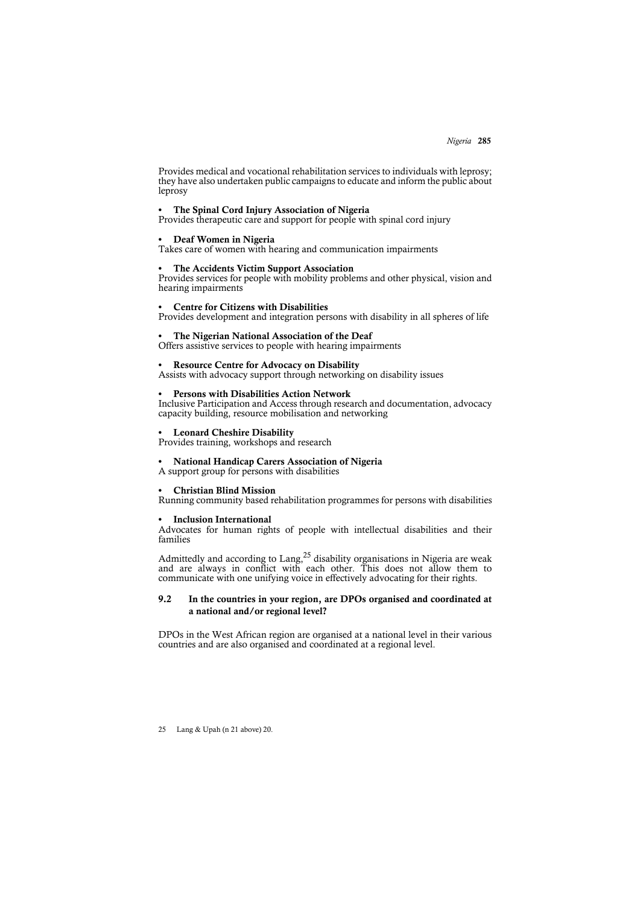Provides medical and vocational rehabilitation services to individuals with leprosy; they have also undertaken public campaigns to educate and inform the public about leprosy

- **The Spinal Cord Injury Association of Nigeria**

Provides therapeutic care and support for people with spinal cord injury

- **Deaf Women in Nigeria**

Takes care of women with hearing and communication impairments

- **The Accidents Victim Support Association**

Provides services for people with mobility problems and other physical, vision and hearing impairments

- **Centre for Citizens with Disabilities**

Provides development and integration persons with disability in all spheres of life

- **The Nigerian National Association of the Deaf**

Offers assistive services to people with hearing impairments

- **Resource Centre for Advocacy on Disability**

Assists with advocacy support through networking on disability issues

- **Persons with Disabilities Action Network**

Inclusive Participation and Access through research and documentation, advocacy capacity building, resource mobilisation and networking

- **Leonard Cheshire Disability**

Provides training, workshops and research

- **National Handicap Carers Association of Nigeria**

A support group for persons with disabilities

- **Christian Blind Mission**

Running community based rehabilitation programmes for persons with disabilities

- **Inclusion International**

Advocates for human rights of people with intellectual disabilities and their families

Admittedly and according to Lang,[25] disability organisations in Nigeria are weak and are always in conflict with each other. This does not allow them to communicate with one unifying voice in effectively advocating for their rights.

### 9.2 In the countries in your region, are DPOs organised and coordinated at a national and/or regional level?

DPOs in the West African region are organised at a national level in their various countries and are also organised and coordinated at a regional level.

25 Lang & Upah (n 21 above) 20.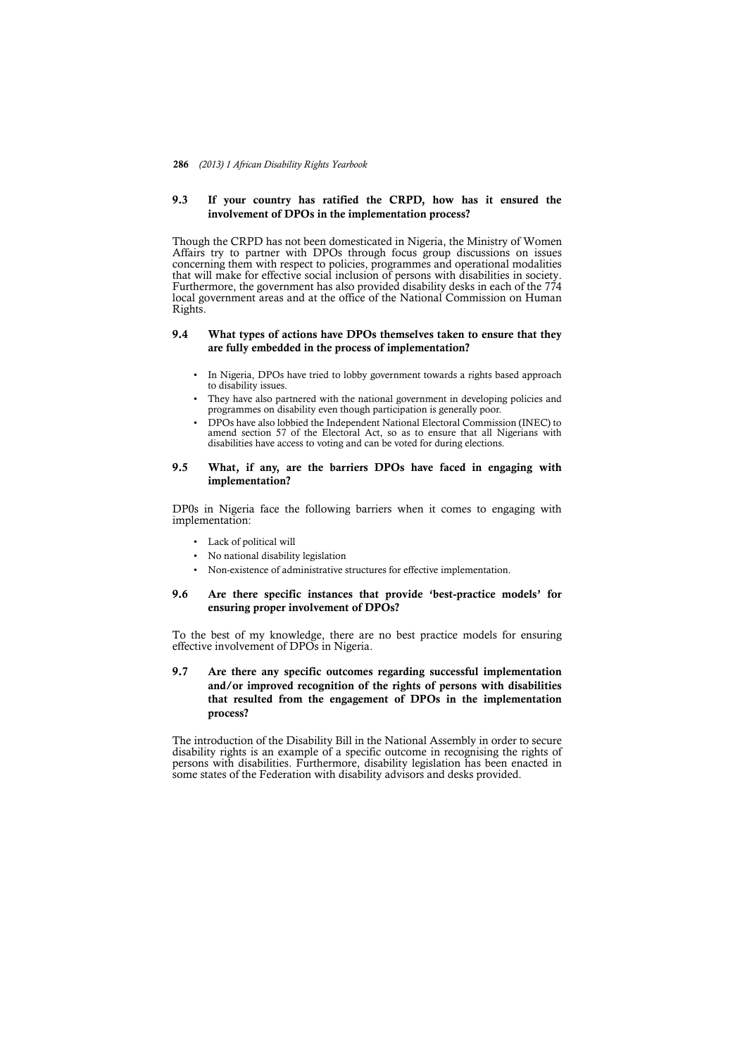### 9.3 If your country has ratified the CRPD, how has it ensured the involvement of DPOs in the implementation process?

Though the CRPD has not been domesticated in Nigeria, the Ministry of Women Affairs try to partner with DPOs through focus group discussions on issues concerning them with respect to policies, programmes and operational modalities that will make for effective social inclusion of persons with disabilities in society. Furthermore, the government has also provided disability desks in each of the 774 local government areas and at the office of the National Commission on Human Rights.

### 9.4 What types of actions have DPOs themselves taken to ensure that they are fully embedded in the process of implementation?

- In Nigeria, DPOs have tried to lobby government towards a rights based approach to disability issues.
- They have also partnered with the national government in developing policies and programmes on disability even though participation is generally poor.
- DPOs have also lobbied the Independent National Electoral Commission (INEC) to amend section 57 of the Electoral Act, so as to ensure that all Nigerians with disabilities have access to voting and can be voted for during elections.

### 9.5 What, if any, are the barriers DPOs have faced in engaging with implementation?

DP0s in Nigeria face the following barriers when it comes to engaging with implementation:

- Lack of political will
- No national disability legislation
- Non-existence of administrative structures for effective implementation.

### 9.6 Are there specific instances that provide 'best-practice models' for ensuring proper involvement of DPOs?

To the best of my knowledge, there are no best practice models for ensuring effective involvement of DPOs in Nigeria.

### 9.7 Are there any specific outcomes regarding successful implementation and/or improved recognition of the rights of persons with disabilities that resulted from the engagement of DPOs in the implementation process?

The introduction of the Disability Bill in the National Assembly in order to secure disability rights is an example of a specific outcome in recognising the rights of persons with disabilities. Furthermore, disability legislation has been enacted in some states of the Federation with disability advisors and desks provided.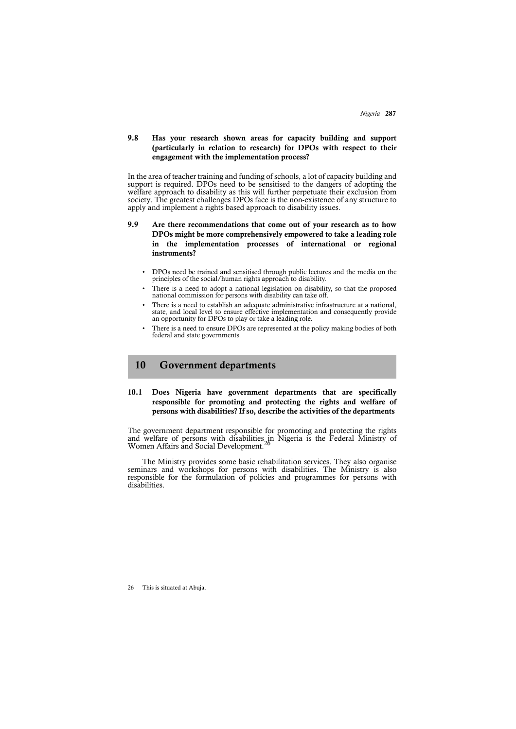### 9.8 Has your research shown areas for capacity building and support (particularly in relation to research) for DPOs with respect to their engagement with the implementation process?

In the area of teacher training and funding of schools, a lot of capacity building and support is required. DPOs need to be sensitised to the dangers of adopting the welfare approach to disability as this will further perpetuate their exclusion from society. The greatest challenges DPOs face is the non-existence of any structure to apply and implement a rights based approach to disability issues.

### 9.9 Are there recommendations that come out of your research as to how DPOs might be more comprehensively empowered to take a leading role in the implementation processes of international or regional instruments?

- DPOs need be trained and sensitised through public lectures and the media on the principles of the social/human rights approach to disability.
- There is a need to adopt a national legislation on disability, so that the proposed national commission for persons with disability can take off.
- There is a need to establish an adequate administrative infrastructure at a national, state, and local level to ensure effective implementation and consequently provide an opportunity for DPOs to play or take a leading role.
- There is a need to ensure DPOs are represented at the policy making bodies of both federal and state governments.

## 10 Government departments

### 10.1 Does Nigeria have government departments that are specifically responsible for promoting and protecting the rights and welfare of persons with disabilities? If so, describe the activities of the departments

The government department responsible for promoting and protecting the rights and welfare of persons with disabilities in Nigeria is the Federal Ministry of Women Affairs and Social Development.[26]

The Ministry provides some basic rehabilitation services. They also organise seminars and workshops for persons with disabilities. The Ministry is also responsible for the formulation of policies and programmes for persons with disabilities.

26 This is situated at Abuja.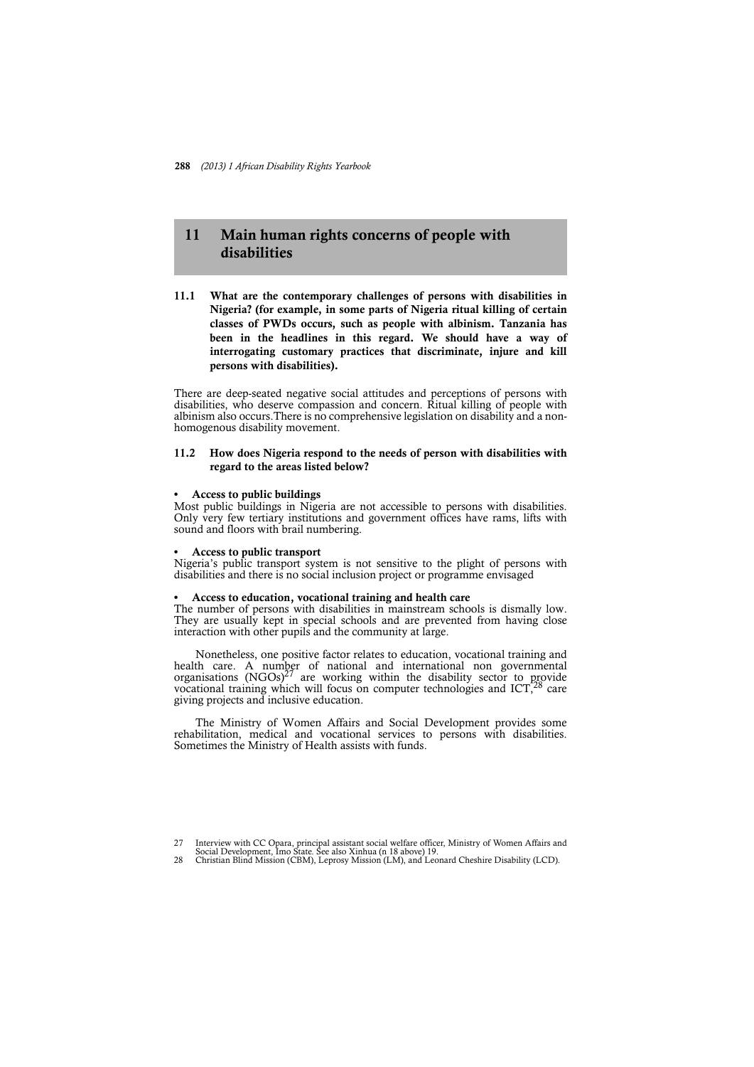## 11 Main human rights concerns of people with disabilities

**11.1 What are the contemporary challenges of persons with disabilities in Nigeria? (for example, in some parts of Nigeria ritual killing of certain classes of PWDs occurs, such as people with albinism. Tanzania has been in the headlines in this regard. We should have a way of interrogating customary practices that discriminate, injure and kill persons with disabilities).**

There are deep-seated negative social attitudes and perceptions of persons with disabilities, who deserve compassion and concern. Ritual killing of people with albinism also occurs.There is no comprehensive legislation on disability and a non-homogenous disability movement.

**11.2 How does Nigeria respond to the needs of person with disabilities with regard to the areas listed below?**

- **Access to public buildings**

Most public buildings in Nigeria are not accessible to persons with disabilities. Only very few tertiary institutions and government offices have rams, lifts with sound and floors with brail numbering.

- **Access to public transport**

Nigeria's public transport system is not sensitive to the plight of persons with disabilities and there is no social inclusion project or programme envisaged

- **Access to education, vocational training and health care**

The number of persons with disabilities in mainstream schools is dismally low. They are usually kept in special schools and are prevented from having close interaction with other pupils and the community at large.

Nonetheless, one positive factor relates to education, vocational training and health care. A number of national and international non governmental organisations (NGOs)[27] are working within the disability sector to provide vocational training which will focus on computer technologies and ICT,[28] care giving projects and inclusive education.

The Ministry of Women Affairs and Social Development provides some rehabilitation, medical and vocational services to persons with disabilities. Sometimes the Ministry of Health assists with funds.

---

27 Interview with CC Opara, principal assistant social welfare officer, Ministry of Women Affairs and Social Development, Imo State. See also Xinhua (n 18 above) 19.

28 Christian Blind Mission (CBM), Leprosy Mission (LM), and Leonard Cheshire Disability (LCD).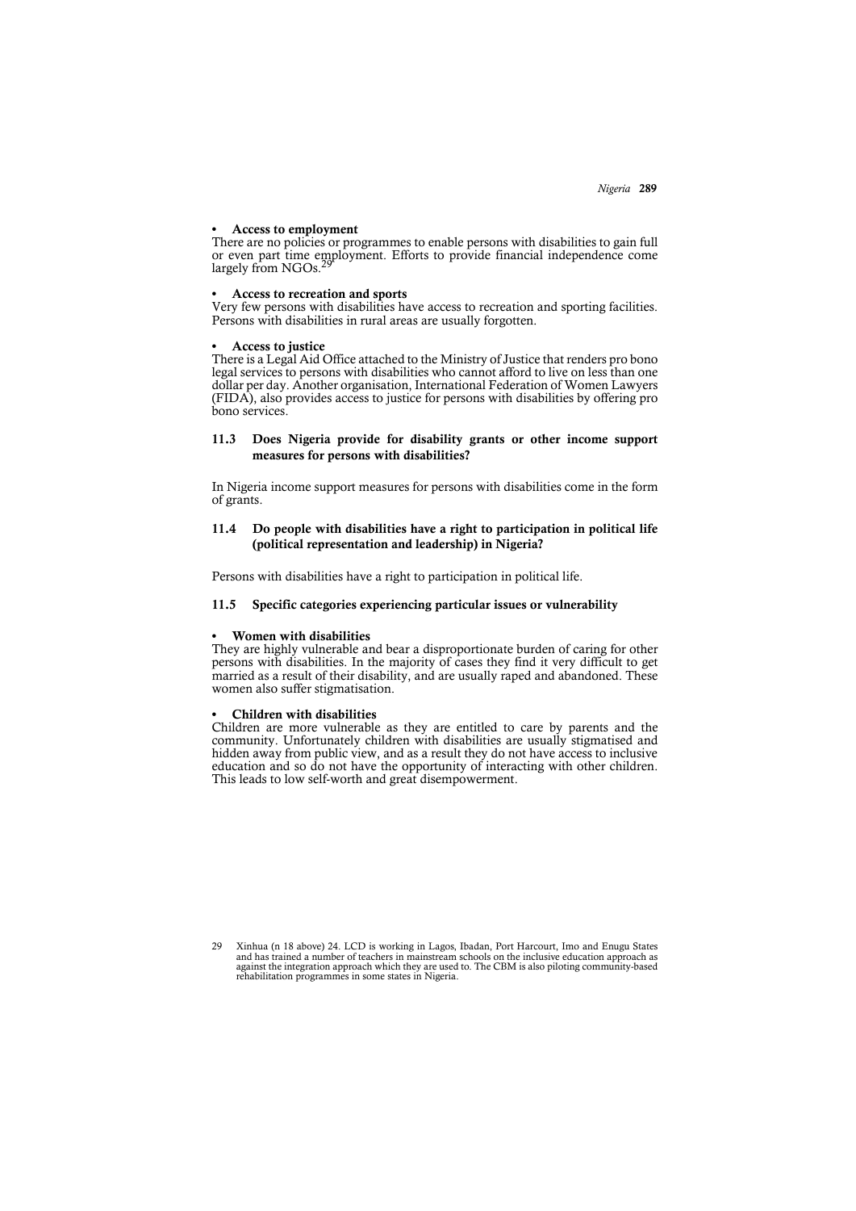- **Access to employment**

There are no policies or programmes to enable persons with disabilities to gain full or even part time employment. Efforts to provide financial independence come largely from NGOs.[29]

- **Access to recreation and sports**

Very few persons with disabilities have access to recreation and sporting facilities. Persons with disabilities in rural areas are usually forgotten.

- **Access to justice**

There is a Legal Aid Office attached to the Ministry of Justice that renders pro bono legal services to persons with disabilities who cannot afford to live on less than one dollar per day. Another organisation, International Federation of Women Lawyers (FIDA), also provides access to justice for persons with disabilities by offering pro bono services.

### 11.3 Does Nigeria provide for disability grants or other income support measures for persons with disabilities?

In Nigeria income support measures for persons with disabilities come in the form of grants.

### 11.4 Do people with disabilities have a right to participation in political life (political representation and leadership) in Nigeria?

Persons with disabilities have a right to participation in political life.

### 11.5 Specific categories experiencing particular issues or vulnerability

- **Women with disabilities**

They are highly vulnerable and bear a disproportionate burden of caring for other persons with disabilities. In the majority of cases they find it very difficult to get married as a result of their disability, and are usually raped and abandoned. These women also suffer stigmatisation.

- **Children with disabilities**

Children are more vulnerable as they are entitled to care by parents and the community. Unfortunately children with disabilities are usually stigmatised and hidden away from public view, and as a result they do not have access to inclusive education and so do not have the opportunity of interacting with other children. This leads to low self-worth and great disempowerment.

---

29 Xinhua (n 18 above) 24. LCD is working in Lagos, Ibadan, Port Harcourt, Imo and Enugu States and has trained a number of teachers in mainstream schools on the inclusive education approach as against the integration approach which they are used to. The CBM is also piloting community-based rehabilitation programmes in some states in Nigeria.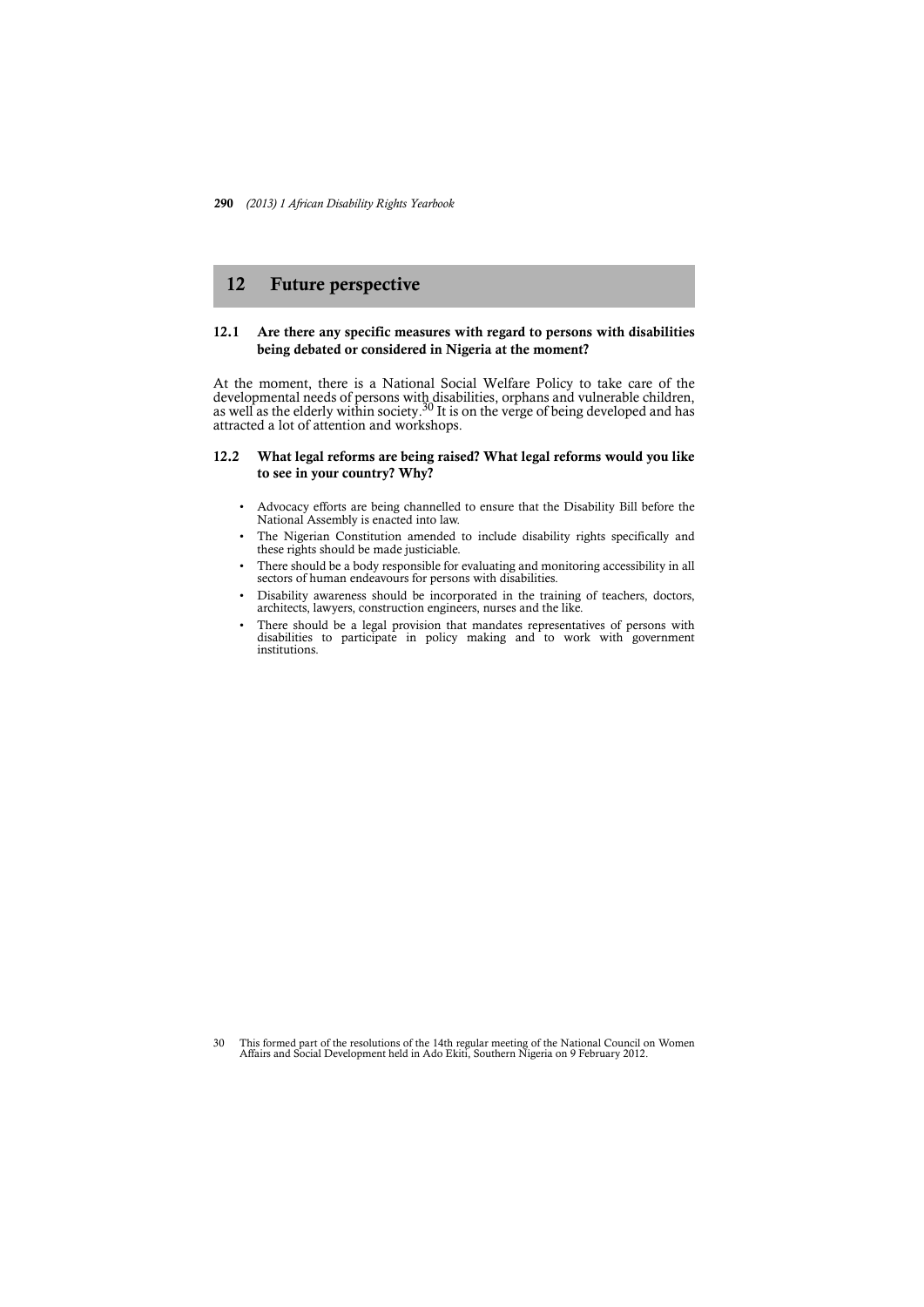## 12 Future perspective

### 12.1 Are there any specific measures with regard to persons with disabilities being debated or considered in Nigeria at the moment?

At the moment, there is a National Social Welfare Policy to take care of the developmental needs of persons with disabilities, orphans and vulnerable children, as well as the elderly within society.[30] It is on the verge of being developed and has attracted a lot of attention and workshops.

### 12.2 What legal reforms are being raised? What legal reforms would you like to see in your country? Why?

- Advocacy efforts are being channelled to ensure that the Disability Bill before the National Assembly is enacted into law.
- The Nigerian Constitution amended to include disability rights specifically and these rights should be made justiciable.
- There should be a body responsible for evaluating and monitoring accessibility in all sectors of human endeavours for persons with disabilities.
- Disability awareness should be incorporated in the training of teachers, doctors, architects, lawyers, construction engineers, nurses and the like.
- There should be a legal provision that mandates representatives of persons with disabilities to participate in policy making and to work with government institutions.

30 This formed part of the resolutions of the 14th regular meeting of the National Council on Women Affairs and Social Development held in Ado Ekiti, Southern Nigeria on 9 February 2012.